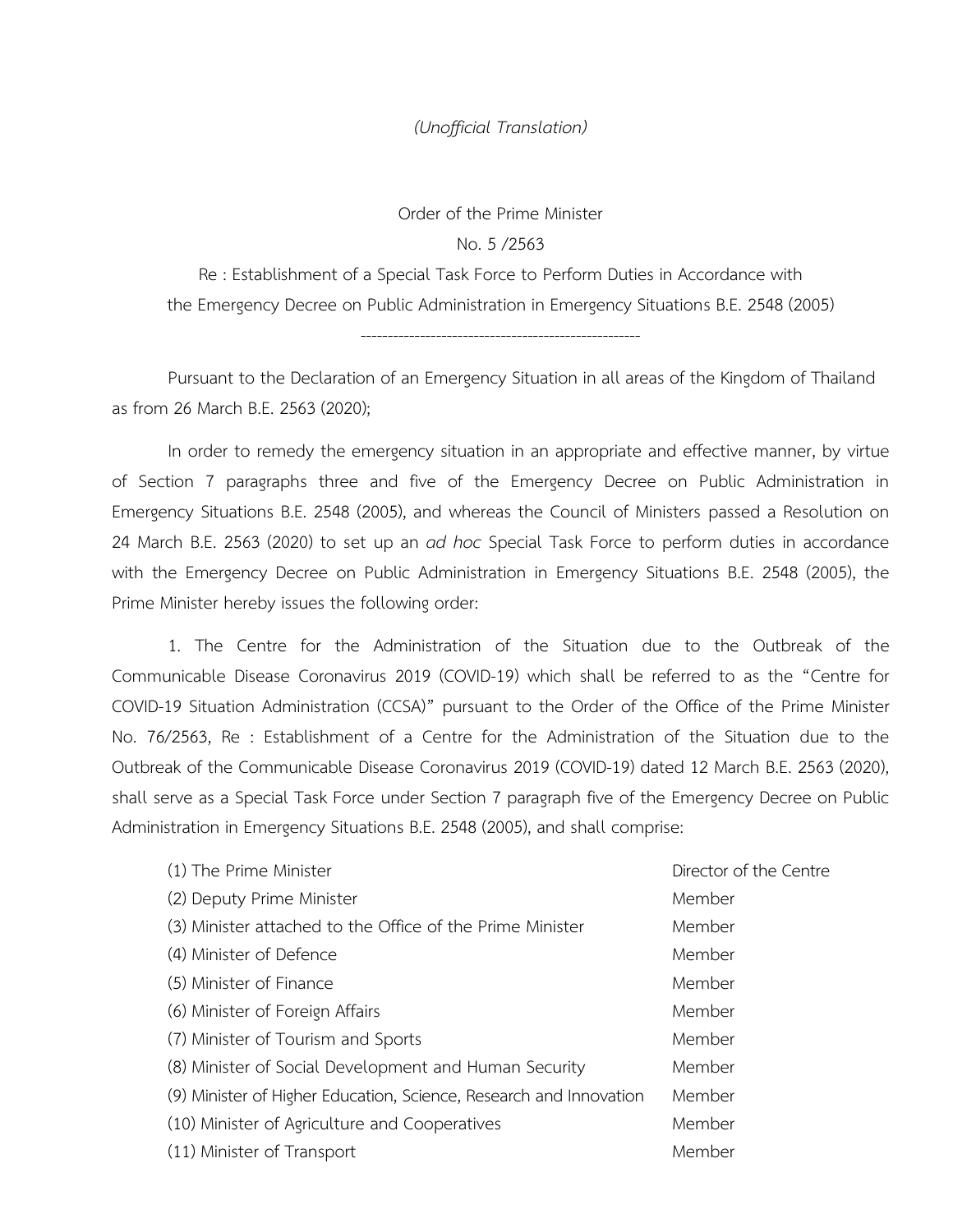*(Unofficial Translation)*

Order of the Prime Minister

No. 5 /2563

Re : Establishment of a Special Task Force to Perform Duties in Accordance with the Emergency Decree on Public Administration in Emergency Situations B.E. 2548 (2005)

-----------------------------------------------------

Pursuant to the Declaration of an Emergency Situation in all areas of the Kingdom of Thailand as from 26 March B.E. 2563 (2020);

In order to remedy the emergency situation in an appropriate and effective manner, by virtue of Section 7 paragraphs three and five of the Emergency Decree on Public Administration in Emergency Situations B.E. 2548 (2005), and whereas the Council of Ministers passed a Resolution on 24 March B.E. 2563 (2020) to set up an *ad hoc* Special Task Force to perform duties in accordance with the Emergency Decree on Public Administration in Emergency Situations B.E. 2548 (2005), the Prime Minister hereby issues the following order:

1. The Centre for the Administration of the Situation due to the Outbreak of the Communicable Disease Coronavirus 2019 (COVID-19) which shall be referred to as the "Centre for COVID-19 Situation Administration (CCSA)" pursuant to the Order of the Office of the Prime Minister No. 76/2563, Re : Establishment of a Centre for the Administration of the Situation due to the Outbreak of the Communicable Disease Coronavirus 2019 (COVID-19) dated 12 March B.E. 2563 (2020), shall serve as a Special Task Force under Section 7 paragraph five of the Emergency Decree on Public Administration in Emergency Situations B.E. 2548 (2005), and shall comprise:

| | |
|---|---|
| (1) The Prime Minister | Director of the Centre |
| (2) Deputy Prime Minister | Member |
| (3) Minister attached to the Office of the Prime Minister | Member |
| (4) Minister of Defence | Member |
| (5) Minister of Finance | Member |
| (6) Minister of Foreign Affairs | Member |
| (7) Minister of Tourism and Sports | Member |
| (8) Minister of Social Development and Human Security | Member |
| (9) Minister of Higher Education, Science, Research and Innovation | Member |
| (10) Minister of Agriculture and Cooperatives | Member |
| (11) Minister of Transport | Member |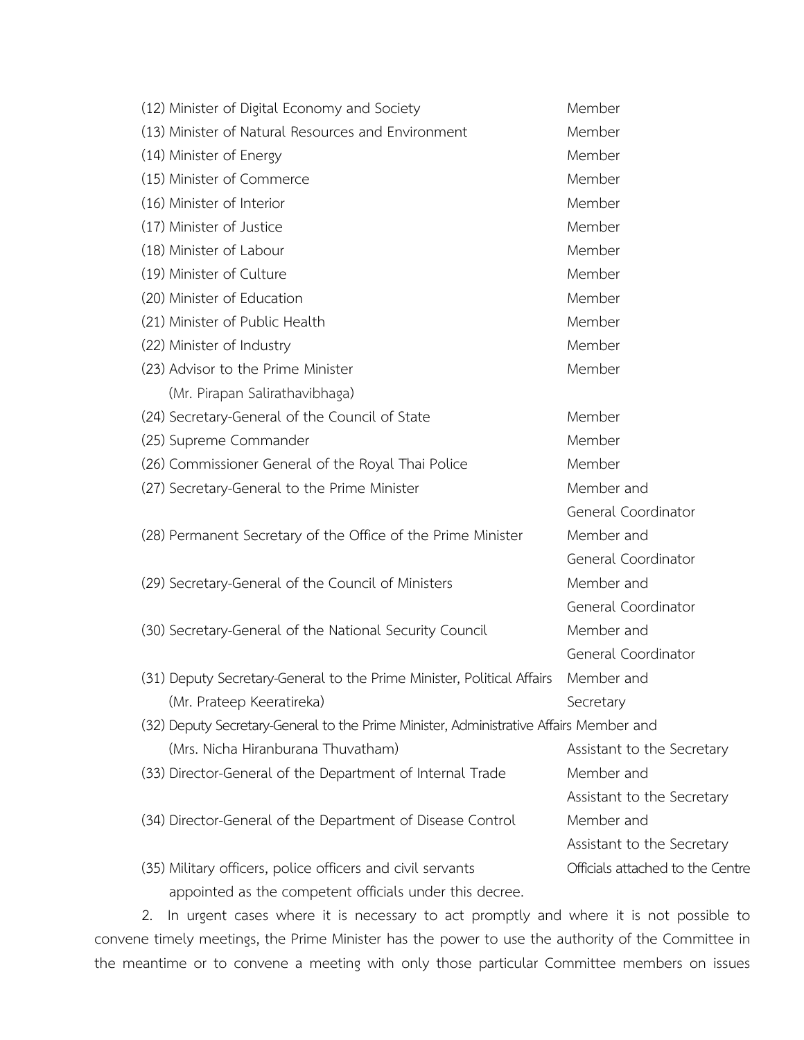| | |
|---|---|
| (12) Minister of Digital Economy and Society | Member |
| (13) Minister of Natural Resources and Environment | Member |
| (14) Minister of Energy | Member |
| (15) Minister of Commerce | Member |
| (16) Minister of Interior | Member |
| (17) Minister of Justice | Member |
| (18) Minister of Labour | Member |
| (19) Minister of Culture | Member |
| (20) Minister of Education | Member |
| (21) Minister of Public Health | Member |
| (22) Minister of Industry | Member |
| (23) Advisor to the Prime Minister (Mr. Pirapan Salirathavibhaga) | Member |
| (24) Secretary-General of the Council of State | Member |
| (25) Supreme Commander | Member |
| (26) Commissioner General of the Royal Thai Police | Member |
| (27) Secretary-General to the Prime Minister | Member and General Coordinator |
| (28) Permanent Secretary of the Office of the Prime Minister | Member and General Coordinator |
| (29) Secretary-General of the Council of Ministers | Member and General Coordinator |
| (30) Secretary-General of the National Security Council | Member and General Coordinator |
| (31) Deputy Secretary-General to the Prime Minister, Political Affairs (Mr. Prateep Keeratireka) | Member and Secretary |
| (32) Deputy Secretary-General to the Prime Minister, Administrative Affairs (Mrs. Nicha Hiranburana Thuvatham) | Member and Assistant to the Secretary |
| (33) Director-General of the Department of Internal Trade | Member and Assistant to the Secretary |
| (34) Director-General of the Department of Disease Control | Member and Assistant to the Secretary |
| (35) Military officers, police officers and civil servants appointed as the competent officials under this decree. | Officials attached to the Centre |

2. In urgent cases where it is necessary to act promptly and where it is not possible to convene timely meetings, the Prime Minister has the power to use the authority of the Committee in the meantime or to convene a meeting with only those particular Committee members on issues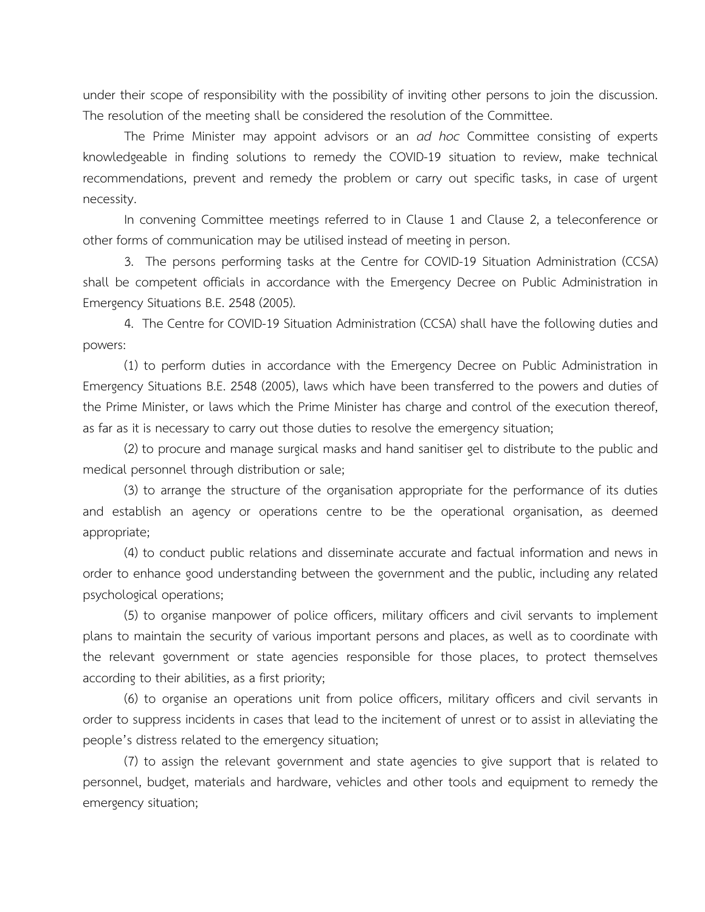under their scope of responsibility with the possibility of inviting other persons to join the discussion. The resolution of the meeting shall be considered the resolution of the Committee.

The Prime Minister may appoint advisors or an *ad hoc* Committee consisting of experts knowledgeable in finding solutions to remedy the COVID-19 situation to review, make technical recommendations, prevent and remedy the problem or carry out specific tasks, in case of urgent necessity.

In convening Committee meetings referred to in Clause 1 and Clause 2, a teleconference or other forms of communication may be utilised instead of meeting in person.

3. The persons performing tasks at the Centre for COVID-19 Situation Administration (CCSA) shall be competent officials in accordance with the Emergency Decree on Public Administration in Emergency Situations B.E. 2548 (2005).

4. The Centre for COVID-19 Situation Administration (CCSA) shall have the following duties and powers:

(1) to perform duties in accordance with the Emergency Decree on Public Administration in Emergency Situations B.E. 2548 (2005), laws which have been transferred to the powers and duties of the Prime Minister, or laws which the Prime Minister has charge and control of the execution thereof, as far as it is necessary to carry out those duties to resolve the emergency situation;

(2) to procure and manage surgical masks and hand sanitiser gel to distribute to the public and medical personnel through distribution or sale;

(3) to arrange the structure of the organisation appropriate for the performance of its duties and establish an agency or operations centre to be the operational organisation, as deemed appropriate;

(4) to conduct public relations and disseminate accurate and factual information and news in order to enhance good understanding between the government and the public, including any related psychological operations;

(5) to organise manpower of police officers, military officers and civil servants to implement plans to maintain the security of various important persons and places, as well as to coordinate with the relevant government or state agencies responsible for those places, to protect themselves according to their abilities, as a first priority;

(6) to organise an operations unit from police officers, military officers and civil servants in order to suppress incidents in cases that lead to the incitement of unrest or to assist in alleviating the people's distress related to the emergency situation;

(7) to assign the relevant government and state agencies to give support that is related to personnel, budget, materials and hardware, vehicles and other tools and equipment to remedy the emergency situation;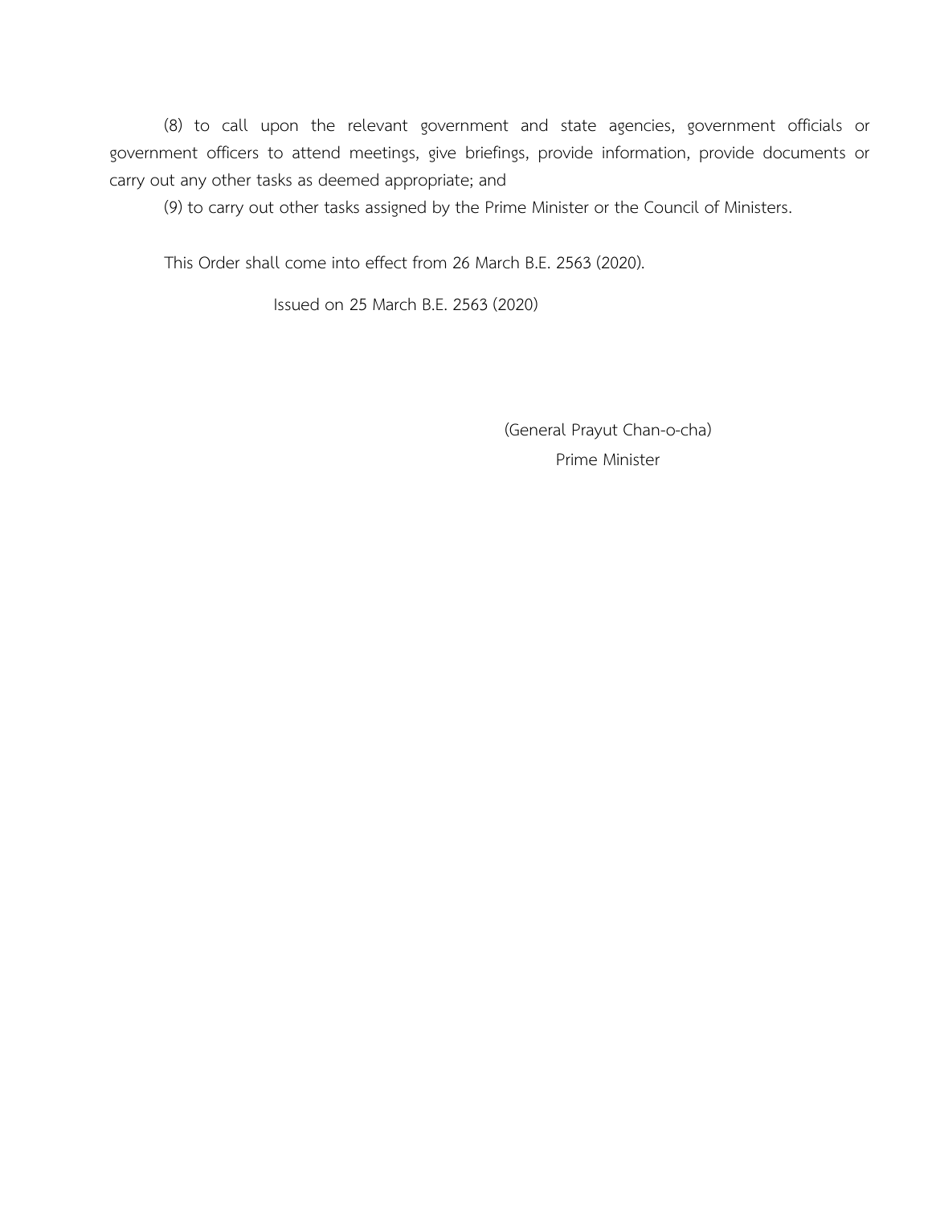(8) to call upon the relevant government and state agencies, government officials or government officers to attend meetings, give briefings, provide information, provide documents or carry out any other tasks as deemed appropriate; and

(9) to carry out other tasks assigned by the Prime Minister or the Council of Ministers.

This Order shall come into effect from 26 March B.E. 2563 (2020).

Issued on 25 March B.E. 2563 (2020)

(General Prayut Chan-o-cha)

Prime Minister